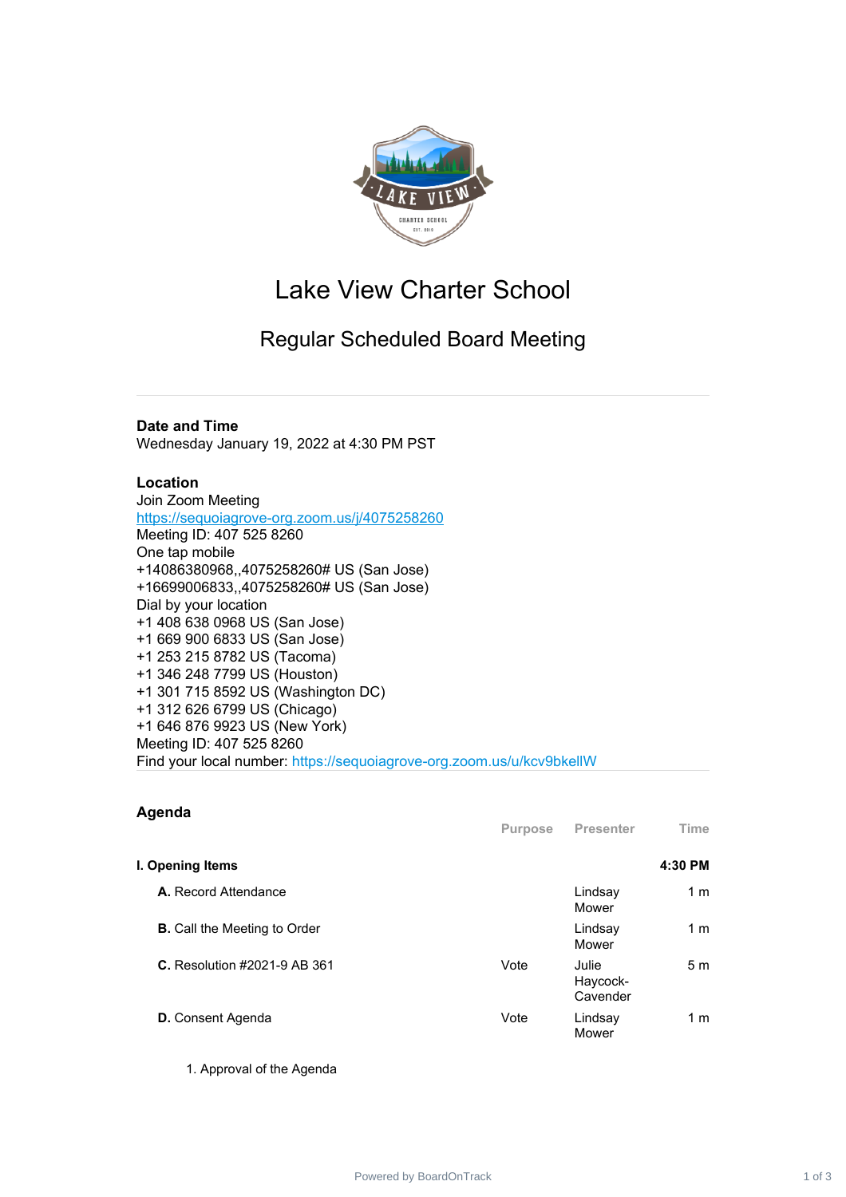# Lake View Charter School

## Regular Scheduled Board Meeting

**Date and Time**
Wednesday January 19, 2022 at 4:30 PM PST

**Location**
Join Zoom Meeting
https://sequoiagrove-org.zoom.us/j/4075258260
Meeting ID: 407 525 8260
One tap mobile
+14086380968,,4075258260# US (San Jose)
+16699006833,,4075258260# US (San Jose)
Dial by your location
+1 408 638 0968 US (San Jose)
+1 669 900 6833 US (San Jose)
+1 253 215 8782 US (Tacoma)
+1 346 248 7799 US (Houston)
+1 301 715 8592 US (Washington DC)
+1 312 626 6799 US (Chicago)
+1 646 876 9923 US (New York)
Meeting ID: 407 525 8260
Find your local number: https://sequoiagrove-org.zoom.us/u/kcv9bkellW

## Agenda

| | Purpose | Presenter | Time |
|---|---|---|---|
| **I. Opening Items** | | | **4:30 PM** |
| **A.** Record Attendance | | Lindsay Mower | 1 m |
| **B.** Call the Meeting to Order | | Lindsay Mower | 1 m |
| **C.** Resolution #2021-9 AB 361 | Vote | Julie Haycock-Cavender | 5 m |
| **D.** Consent Agenda | Vote | Lindsay Mower | 1 m |

1. Approval of the Agenda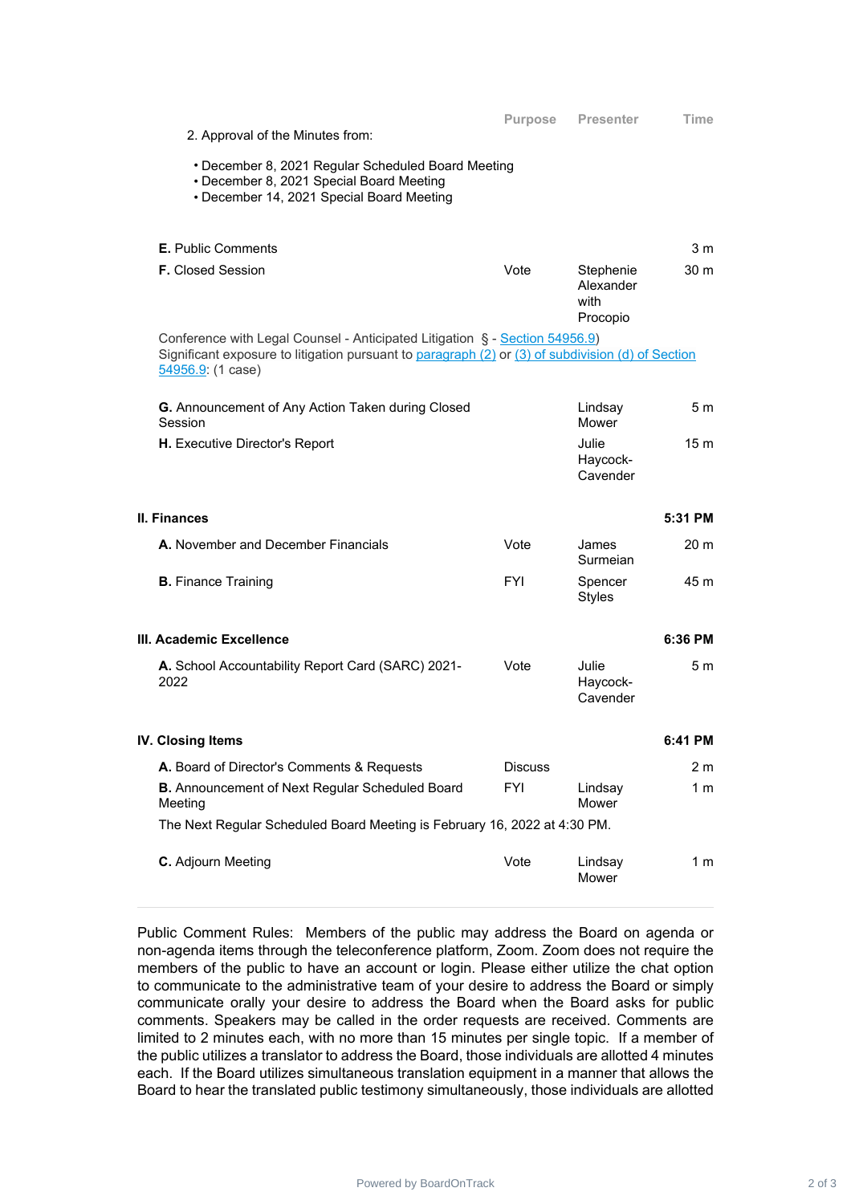| | Purpose | Presenter | Time |
|---|---|---|---|
| 2. Approval of the Minutes from: | | | |

- December 8, 2021 Regular Scheduled Board Meeting
- December 8, 2021 Special Board Meeting
- December 14, 2021 Special Board Meeting

| | Purpose | Presenter | Time |
|---|---|---|---|
| **E.** Public Comments | | | 3 m |
| **F.** Closed Session | Vote | Stephenie Alexander with Procopio | 30 m |

Conference with Legal Counsel - Anticipated Litigation § - Section 54956.9)
Significant exposure to litigation pursuant to paragraph (2) or (3) of subdivision (d) of Section 54956.9: (1 case)

| | Purpose | Presenter | Time |
|---|---|---|---|
| **G.** Announcement of Any Action Taken during Closed Session | | Lindsay Mower | 5 m |
| **H.** Executive Director's Report | | Julie Haycock-Cavender | 15 m |

### II. Finances — 5:31 PM

| | Purpose | Presenter | Time |
|---|---|---|---|
| **A.** November and December Financials | Vote | James Surmeian | 20 m |
| **B.** Finance Training | FYI | Spencer Styles | 45 m |

### III. Academic Excellence — 6:36 PM

| | Purpose | Presenter | Time |
|---|---|---|---|
| **A.** School Accountability Report Card (SARC) 2021-2022 | Vote | Julie Haycock-Cavender | 5 m |

### IV. Closing Items — 6:41 PM

| | Purpose | Presenter | Time |
|---|---|---|---|
| **A.** Board of Director's Comments & Requests | Discuss | | 2 m |
| **B.** Announcement of Next Regular Scheduled Board Meeting | FYI | Lindsay Mower | 1 m |

The Next Regular Scheduled Board Meeting is February 16, 2022 at 4:30 PM.

| | Purpose | Presenter | Time |
|---|---|---|---|
| **C.** Adjourn Meeting | Vote | Lindsay Mower | 1 m |

---

Public Comment Rules: Members of the public may address the Board on agenda or non-agenda items through the teleconference platform, Zoom. Zoom does not require the members of the public to have an account or login. Please either utilize the chat option to communicate to the administrative team of your desire to address the Board or simply communicate orally your desire to address the Board when the Board asks for public comments. Speakers may be called in the order requests are received. Comments are limited to 2 minutes each, with no more than 15 minutes per single topic. If a member of the public utilizes a translator to address the Board, those individuals are allotted 4 minutes each. If the Board utilizes simultaneous translation equipment in a manner that allows the Board to hear the translated public testimony simultaneously, those individuals are allotted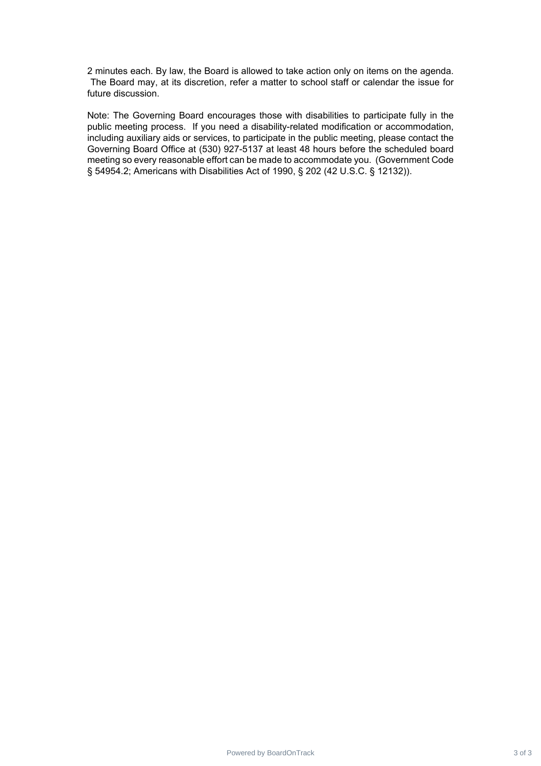2 minutes each. By law, the Board is allowed to take action only on items on the agenda. The Board may, at its discretion, refer a matter to school staff or calendar the issue for future discussion.

Note: The Governing Board encourages those with disabilities to participate fully in the public meeting process. If you need a disability-related modification or accommodation, including auxiliary aids or services, to participate in the public meeting, please contact the Governing Board Office at (530) 927-5137 at least 48 hours before the scheduled board meeting so every reasonable effort can be made to accommodate you. (Government Code § 54954.2; Americans with Disabilities Act of 1990, § 202 (42 U.S.C. § 12132)).